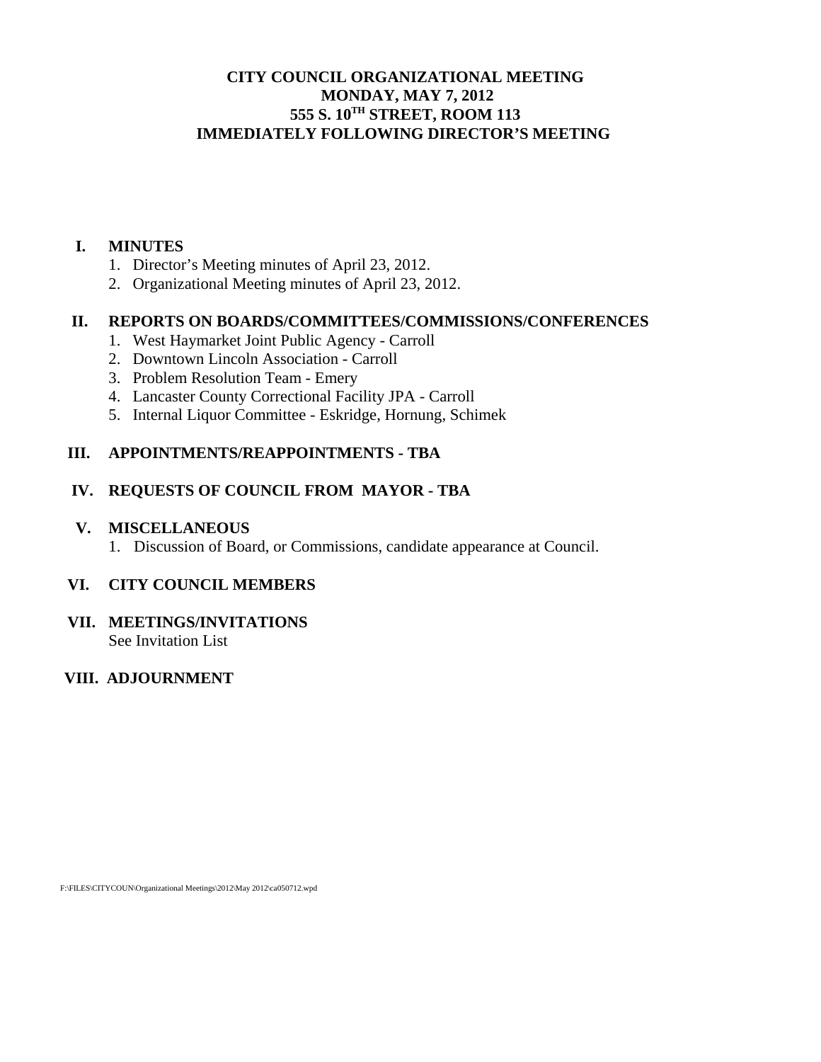# CITY COUNCIL ORGANIZATIONAL MEETING
## MONDAY, MAY 7, 2012
## 555 S. 10TH STREET, ROOM 113
## IMMEDIATELY FOLLOWING DIRECTOR'S MEETING

**I. MINUTES**

1. Director's Meeting minutes of April 23, 2012.
2. Organizational Meeting minutes of April 23, 2012.

**II. REPORTS ON BOARDS/COMMITTEES/COMMISSIONS/CONFERENCES**

1. West Haymarket Joint Public Agency - Carroll
2. Downtown Lincoln Association - Carroll
3. Problem Resolution Team - Emery
4. Lancaster County Correctional Facility JPA - Carroll
5. Internal Liquor Committee - Eskridge, Hornung, Schimek

**III. APPOINTMENTS/REAPPOINTMENTS - TBA**

**IV. REQUESTS OF COUNCIL FROM MAYOR - TBA**

**V. MISCELLANEOUS**

1. Discussion of Board, or Commissions, candidate appearance at Council.

**VI. CITY COUNCIL MEMBERS**

**VII. MEETINGS/INVITATIONS**

See Invitation List

**VIII. ADJOURNMENT**

F:\FILES\CITYCOUN\Organizational Meetings\2012\May 2012\ca050712.wpd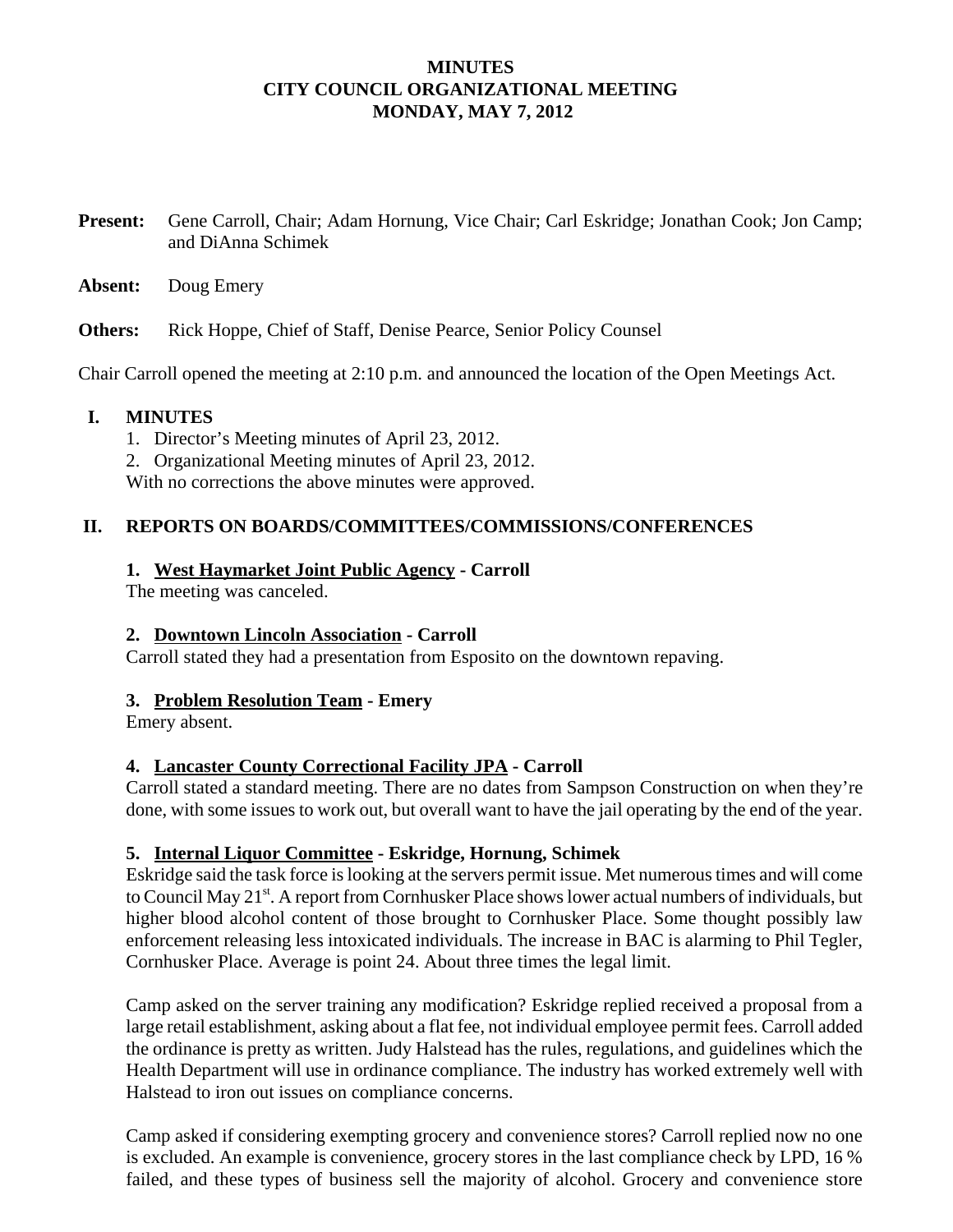# MINUTES
# CITY COUNCIL ORGANIZATIONAL MEETING
# MONDAY, MAY 7, 2012

**Present:** Gene Carroll, Chair; Adam Hornung, Vice Chair; Carl Eskridge; Jonathan Cook; Jon Camp; and DiAnna Schimek

**Absent:** Doug Emery

**Others:** Rick Hoppe, Chief of Staff, Denise Pearce, Senior Policy Counsel

Chair Carroll opened the meeting at 2:10 p.m. and announced the location of the Open Meetings Act.

## I. MINUTES

1. Director's Meeting minutes of April 23, 2012.
2. Organizational Meeting minutes of April 23, 2012.

With no corrections the above minutes were approved.

## II. REPORTS ON BOARDS/COMMITTEES/COMMISSIONS/CONFERENCES

### 1. West Haymarket Joint Public Agency - Carroll

The meeting was canceled.

### 2. Downtown Lincoln Association - Carroll

Carroll stated they had a presentation from Esposito on the downtown repaving.

### 3. Problem Resolution Team - Emery

Emery absent.

### 4. Lancaster County Correctional Facility JPA - Carroll

Carroll stated a standard meeting. There are no dates from Sampson Construction on when they're done, with some issues to work out, but overall want to have the jail operating by the end of the year.

### 5. Internal Liquor Committee - Eskridge, Hornung, Schimek

Eskridge said the task force is looking at the servers permit issue. Met numerous times and will come to Council May 21st. A report from Cornhusker Place shows lower actual numbers of individuals, but higher blood alcohol content of those brought to Cornhusker Place. Some thought possibly law enforcement releasing less intoxicated individuals. The increase in BAC is alarming to Phil Tegler, Cornhusker Place. Average is point 24. About three times the legal limit.

Camp asked on the server training any modification? Eskridge replied received a proposal from a large retail establishment, asking about a flat fee, not individual employee permit fees. Carroll added the ordinance is pretty as written. Judy Halstead has the rules, regulations, and guidelines which the Health Department will use in ordinance compliance. The industry has worked extremely well with Halstead to iron out issues on compliance concerns.

Camp asked if considering exempting grocery and convenience stores? Carroll replied now no one is excluded. An example is convenience, grocery stores in the last compliance check by LPD, 16 % failed, and these types of business sell the majority of alcohol. Grocery and convenience store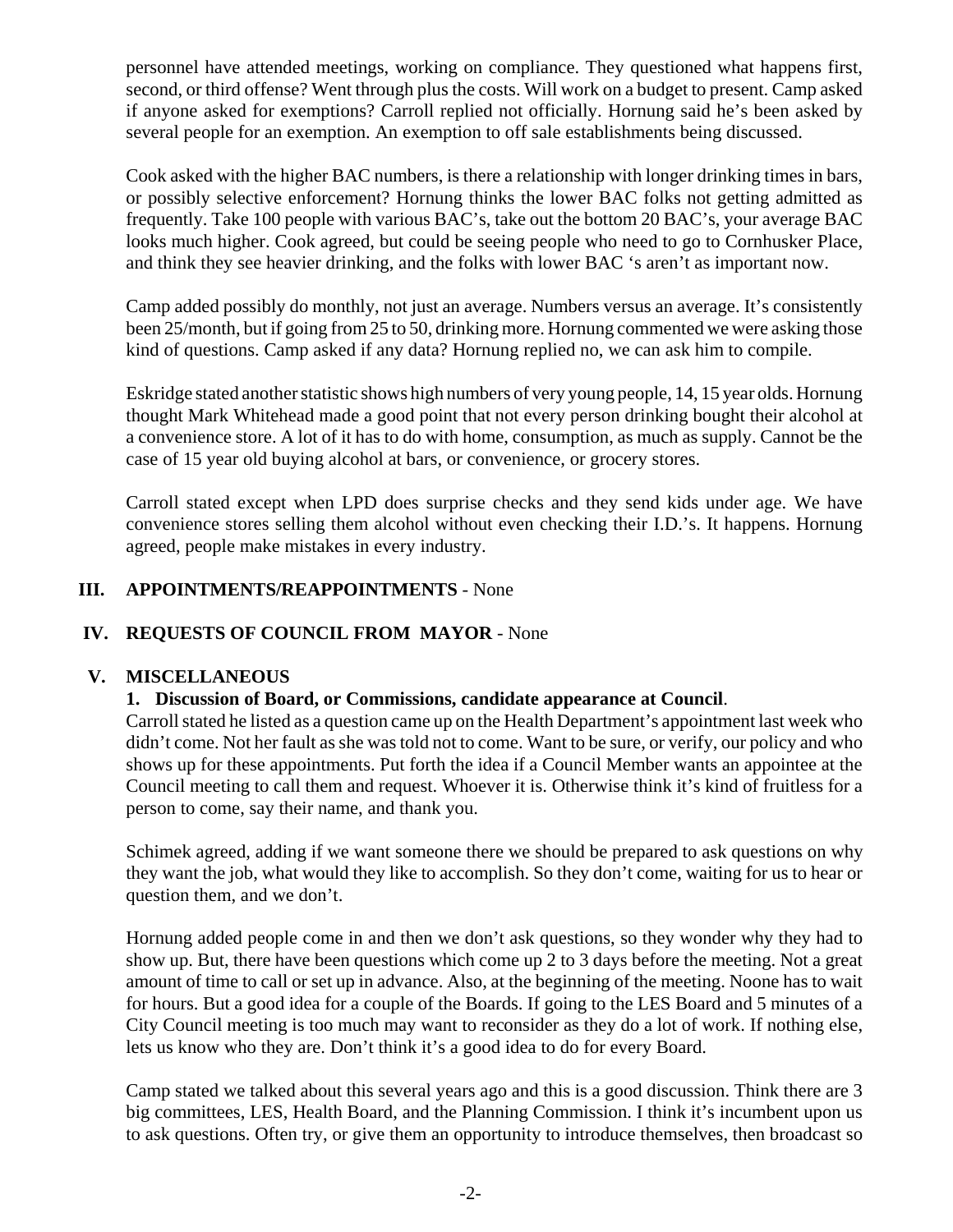personnel have attended meetings, working on compliance. They questioned what happens first, second, or third offense? Went through plus the costs. Will work on a budget to present. Camp asked if anyone asked for exemptions? Carroll replied not officially. Hornung said he's been asked by several people for an exemption. An exemption to off sale establishments being discussed.

Cook asked with the higher BAC numbers, is there a relationship with longer drinking times in bars, or possibly selective enforcement? Hornung thinks the lower BAC folks not getting admitted as frequently. Take 100 people with various BAC's, take out the bottom 20 BAC's, your average BAC looks much higher. Cook agreed, but could be seeing people who need to go to Cornhusker Place, and think they see heavier drinking, and the folks with lower BAC 's aren't as important now.

Camp added possibly do monthly, not just an average. Numbers versus an average. It's consistently been 25/month, but if going from 25 to 50, drinking more. Hornung commented we were asking those kind of questions. Camp asked if any data? Hornung replied no, we can ask him to compile.

Eskridge stated another statistic shows high numbers of very young people, 14, 15 year olds. Hornung thought Mark Whitehead made a good point that not every person drinking bought their alcohol at a convenience store. A lot of it has to do with home, consumption, as much as supply. Cannot be the case of 15 year old buying alcohol at bars, or convenience, or grocery stores.

Carroll stated except when LPD does surprise checks and they send kids under age. We have convenience stores selling them alcohol without even checking their I.D.'s. It happens. Hornung agreed, people make mistakes in every industry.

## III. APPOINTMENTS/REAPPOINTMENTS - None

## IV. REQUESTS OF COUNCIL FROM MAYOR - None

## V. MISCELLANEOUS

**1. Discussion of Board, or Commissions, candidate appearance at Council**.

Carroll stated he listed as a question came up on the Health Department's appointment last week who didn't come. Not her fault as she was told not to come. Want to be sure, or verify, our policy and who shows up for these appointments. Put forth the idea if a Council Member wants an appointee at the Council meeting to call them and request. Whoever it is. Otherwise think it's kind of fruitless for a person to come, say their name, and thank you.

Schimek agreed, adding if we want someone there we should be prepared to ask questions on why they want the job, what would they like to accomplish. So they don't come, waiting for us to hear or question them, and we don't.

Hornung added people come in and then we don't ask questions, so they wonder why they had to show up. But, there have been questions which come up 2 to 3 days before the meeting. Not a great amount of time to call or set up in advance. Also, at the beginning of the meeting. Noone has to wait for hours. But a good idea for a couple of the Boards. If going to the LES Board and 5 minutes of a City Council meeting is too much may want to reconsider as they do a lot of work. If nothing else, lets us know who they are. Don't think it's a good idea to do for every Board.

Camp stated we talked about this several years ago and this is a good discussion. Think there are 3 big committees, LES, Health Board, and the Planning Commission. I think it's incumbent upon us to ask questions. Often try, or give them an opportunity to introduce themselves, then broadcast so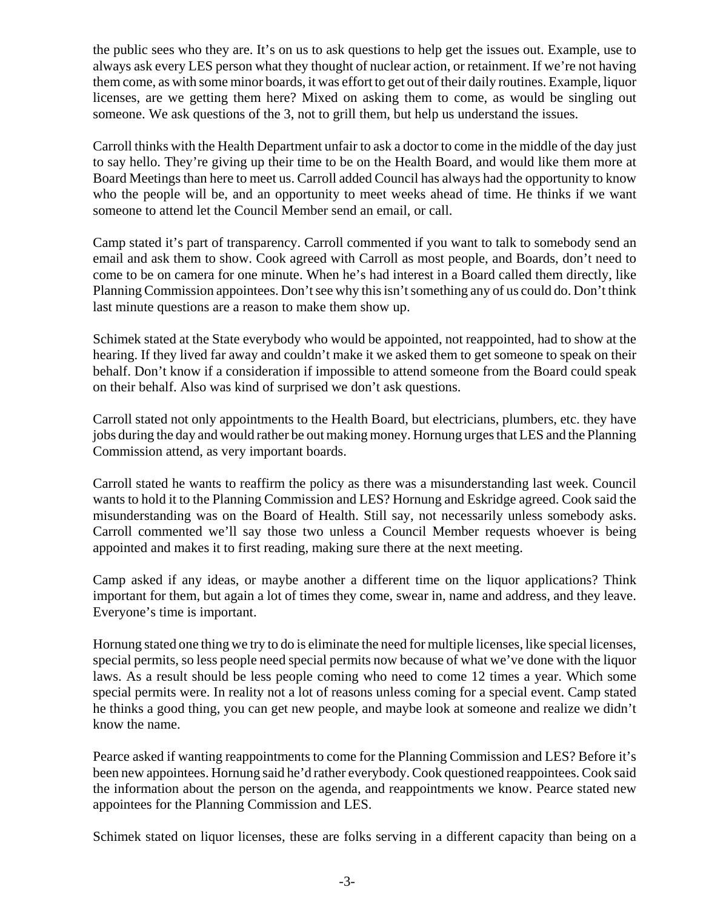the public sees who they are. It's on us to ask questions to help get the issues out. Example, use to always ask every LES person what they thought of nuclear action, or retainment. If we're not having them come, as with some minor boards, it was effort to get out of their daily routines. Example, liquor licenses, are we getting them here? Mixed on asking them to come, as would be singling out someone. We ask questions of the 3, not to grill them, but help us understand the issues.

Carroll thinks with the Health Department unfair to ask a doctor to come in the middle of the day just to say hello. They're giving up their time to be on the Health Board, and would like them more at Board Meetings than here to meet us. Carroll added Council has always had the opportunity to know who the people will be, and an opportunity to meet weeks ahead of time. He thinks if we want someone to attend let the Council Member send an email, or call.

Camp stated it's part of transparency. Carroll commented if you want to talk to somebody send an email and ask them to show. Cook agreed with Carroll as most people, and Boards, don't need to come to be on camera for one minute. When he's had interest in a Board called them directly, like Planning Commission appointees. Don't see why this isn't something any of us could do. Don't think last minute questions are a reason to make them show up.

Schimek stated at the State everybody who would be appointed, not reappointed, had to show at the hearing. If they lived far away and couldn't make it we asked them to get someone to speak on their behalf. Don't know if a consideration if impossible to attend someone from the Board could speak on their behalf. Also was kind of surprised we don't ask questions.

Carroll stated not only appointments to the Health Board, but electricians, plumbers, etc. they have jobs during the day and would rather be out making money. Hornung urges that LES and the Planning Commission attend, as very important boards.

Carroll stated he wants to reaffirm the policy as there was a misunderstanding last week. Council wants to hold it to the Planning Commission and LES? Hornung and Eskridge agreed. Cook said the misunderstanding was on the Board of Health. Still say, not necessarily unless somebody asks. Carroll commented we'll say those two unless a Council Member requests whoever is being appointed and makes it to first reading, making sure there at the next meeting.

Camp asked if any ideas, or maybe another a different time on the liquor applications? Think important for them, but again a lot of times they come, swear in, name and address, and they leave. Everyone's time is important.

Hornung stated one thing we try to do is eliminate the need for multiple licenses, like special licenses, special permits, so less people need special permits now because of what we've done with the liquor laws. As a result should be less people coming who need to come 12 times a year. Which some special permits were. In reality not a lot of reasons unless coming for a special event. Camp stated he thinks a good thing, you can get new people, and maybe look at someone and realize we didn't know the name.

Pearce asked if wanting reappointments to come for the Planning Commission and LES? Before it's been new appointees. Hornung said he'd rather everybody. Cook questioned reappointees. Cook said the information about the person on the agenda, and reappointments we know. Pearce stated new appointees for the Planning Commission and LES.

Schimek stated on liquor licenses, these are folks serving in a different capacity than being on a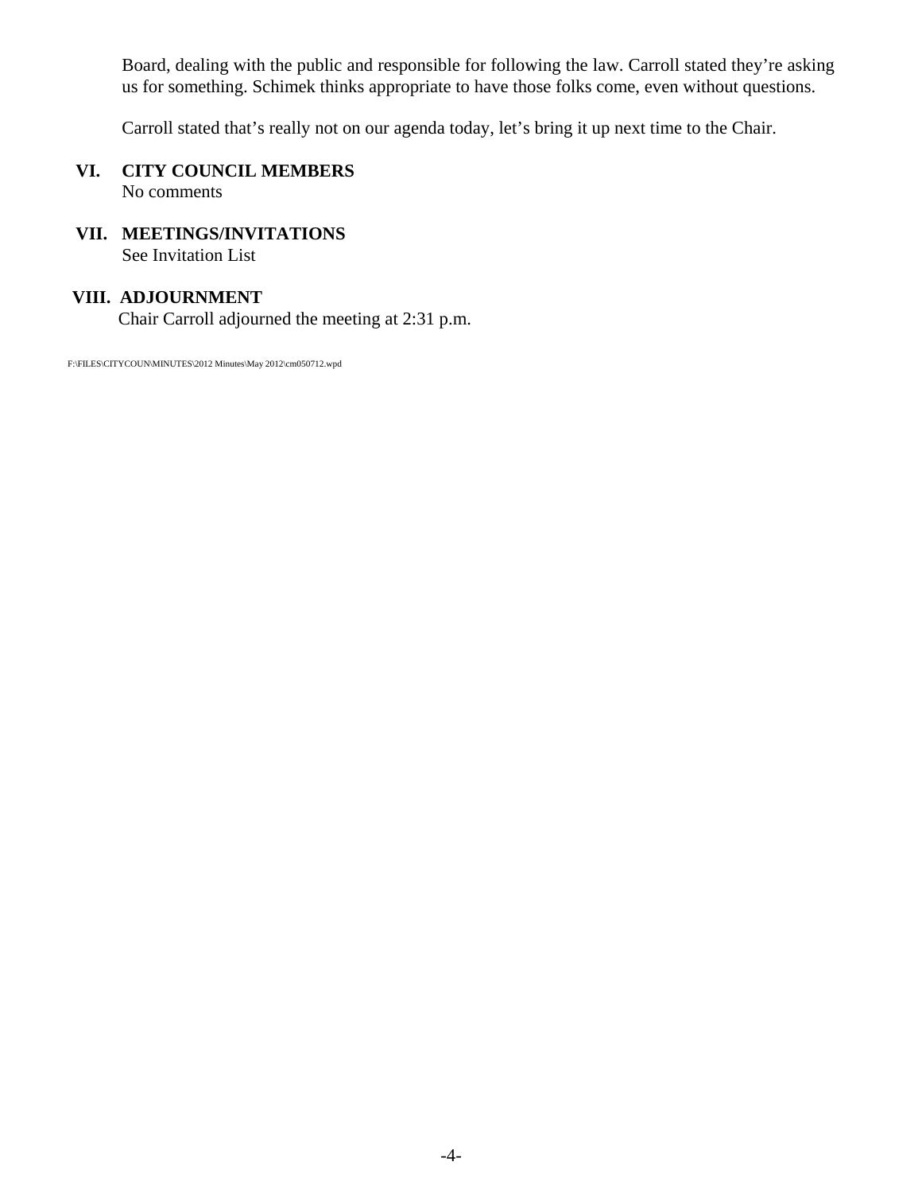Board, dealing with the public and responsible for following the law. Carroll stated they're asking us for something. Schimek thinks appropriate to have those folks come, even without questions.

Carroll stated that's really not on our agenda today, let's bring it up next time to the Chair.

**VI. CITY COUNCIL MEMBERS**

No comments

**VII. MEETINGS/INVITATIONS**

See Invitation List

**VIII. ADJOURNMENT**

Chair Carroll adjourned the meeting at 2:31 p.m.

F:\FILES\CITYCOUN\MINUTES\2012 Minutes\May 2012\cm050712.wpd